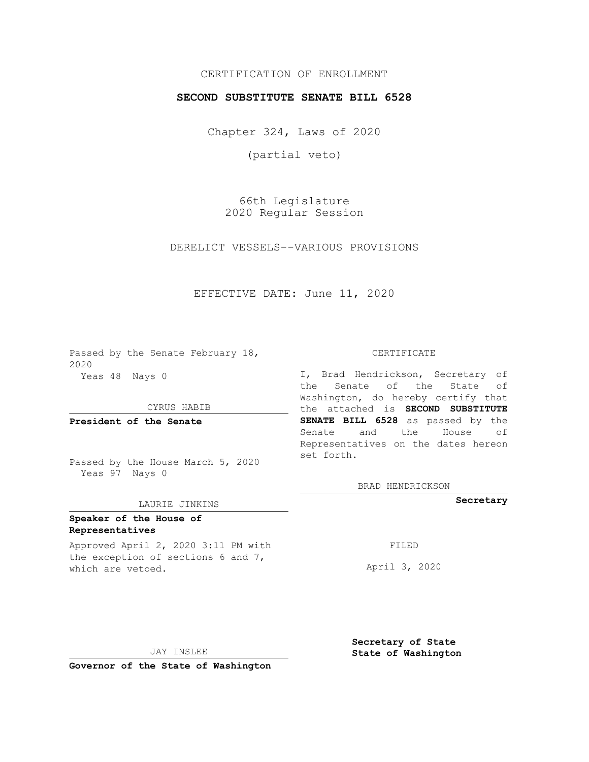CERTIFICATION OF ENROLLMENT

**SECOND SUBSTITUTE SENATE BILL 6528**

Chapter 324, Laws of 2020

(partial veto)

66th Legislature
2020 Regular Session

DERELICT VESSELS--VARIOUS PROVISIONS

EFFECTIVE DATE: June 11, 2020

Passed by the Senate February 18, 2020
Yeas 48 Nays 0

CYRUS HABIB

**President of the Senate**

Passed by the House March 5, 2020
Yeas 97 Nays 0

LAURIE JINKINS

**Speaker of the House of Representatives**

Approved April 2, 2020 3:11 PM with the exception of sections 6 and 7, which are vetoed.

JAY INSLEE

**Governor of the State of Washington**

CERTIFICATE

I, Brad Hendrickson, Secretary of the Senate of the State of Washington, do hereby certify that the attached is **SECOND SUBSTITUTE SENATE BILL 6528** as passed by the Senate and the House of Representatives on the dates hereon set forth.

BRAD HENDRICKSON

**Secretary**

FILED

April 3, 2020

**Secretary of State**
**State of Washington**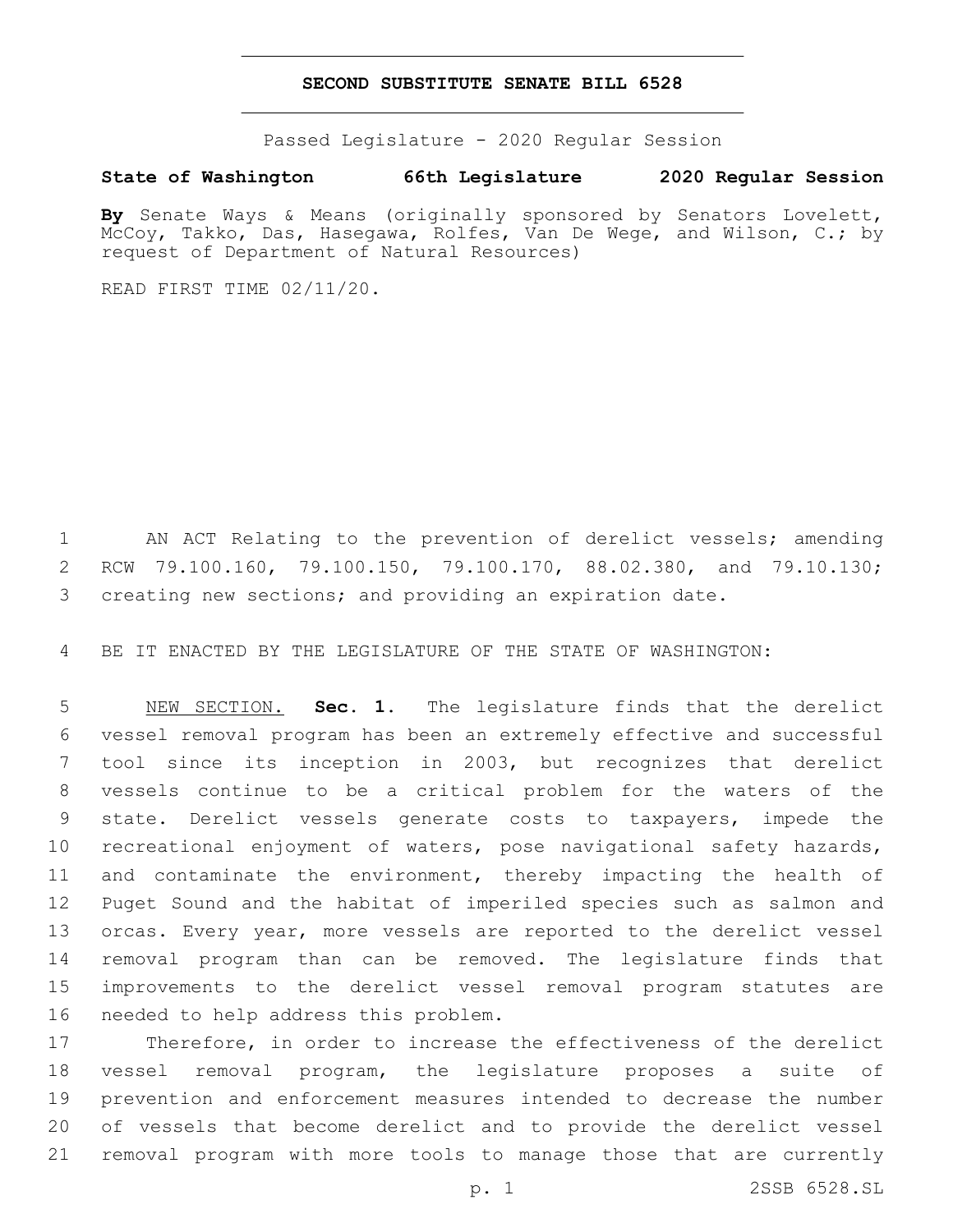# SECOND SUBSTITUTE SENATE BILL 6528

Passed Legislature - 2020 Regular Session

**State of Washington 66th Legislature 2020 Regular Session**

**By** Senate Ways & Means (originally sponsored by Senators Lovelett, McCoy, Takko, Das, Hasegawa, Rolfes, Van De Wege, and Wilson, C.; by request of Department of Natural Resources)

READ FIRST TIME 02/11/20.

AN ACT Relating to the prevention of derelict vessels; amending RCW 79.100.160, 79.100.150, 79.100.170, 88.02.380, and 79.10.130; creating new sections; and providing an expiration date.

BE IT ENACTED BY THE LEGISLATURE OF THE STATE OF WASHINGTON:

NEW SECTION. **Sec. 1.** The legislature finds that the derelict vessel removal program has been an extremely effective and successful tool since its inception in 2003, but recognizes that derelict vessels continue to be a critical problem for the waters of the state. Derelict vessels generate costs to taxpayers, impede the recreational enjoyment of waters, pose navigational safety hazards, and contaminate the environment, thereby impacting the health of Puget Sound and the habitat of imperiled species such as salmon and orcas. Every year, more vessels are reported to the derelict vessel removal program than can be removed. The legislature finds that improvements to the derelict vessel removal program statutes are needed to help address this problem.

Therefore, in order to increase the effectiveness of the derelict vessel removal program, the legislature proposes a suite of prevention and enforcement measures intended to decrease the number of vessels that become derelict and to provide the derelict vessel removal program with more tools to manage those that are currently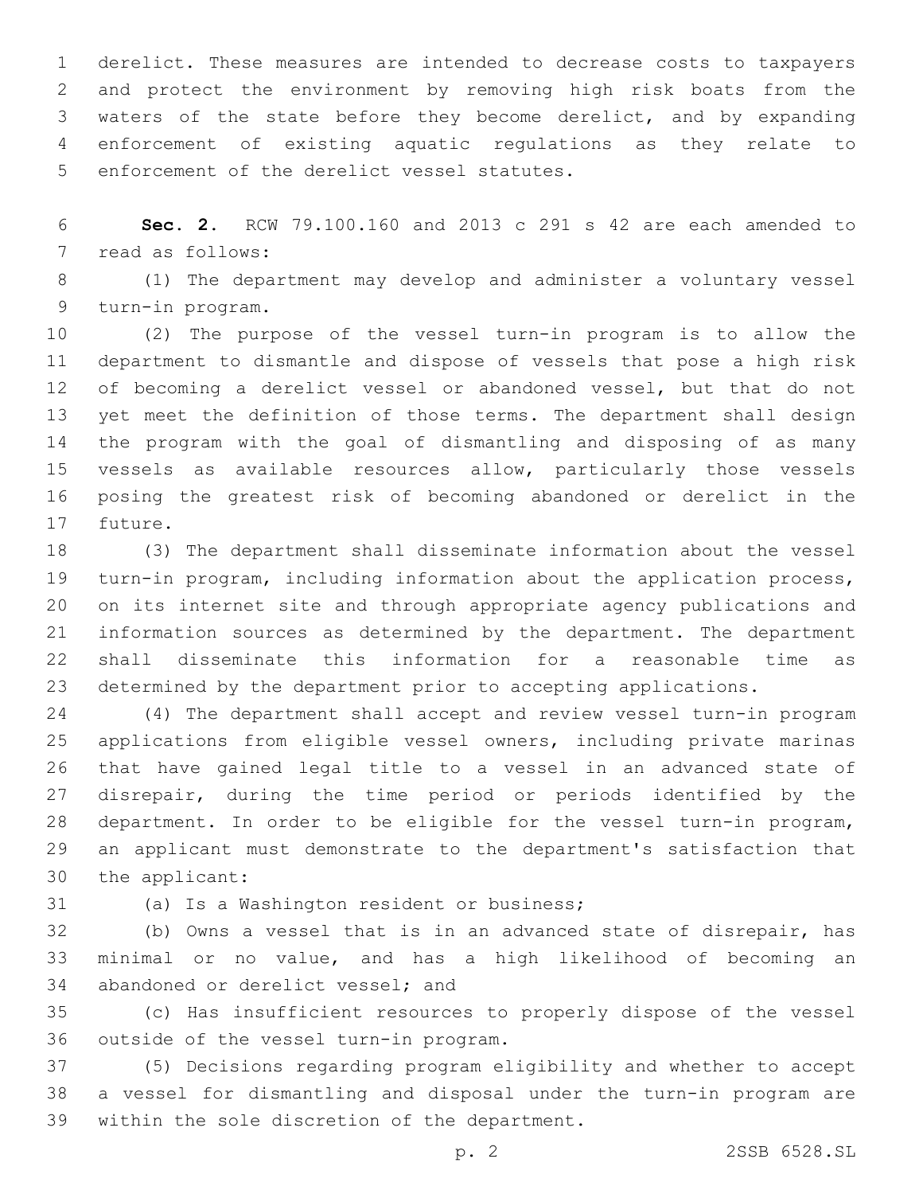derelict. These measures are intended to decrease costs to taxpayers and protect the environment by removing high risk boats from the waters of the state before they become derelict, and by expanding enforcement of existing aquatic regulations as they relate to enforcement of the derelict vessel statutes.

**Sec. 2.** RCW 79.100.160 and 2013 c 291 s 42 are each amended to read as follows:

(1) The department may develop and administer a voluntary vessel turn-in program.

(2) The purpose of the vessel turn-in program is to allow the department to dismantle and dispose of vessels that pose a high risk of becoming a derelict vessel or abandoned vessel, but that do not yet meet the definition of those terms. The department shall design the program with the goal of dismantling and disposing of as many vessels as available resources allow, particularly those vessels posing the greatest risk of becoming abandoned or derelict in the future.

(3) The department shall disseminate information about the vessel turn-in program, including information about the application process, on its internet site and through appropriate agency publications and information sources as determined by the department. The department shall disseminate this information for a reasonable time as determined by the department prior to accepting applications.

(4) The department shall accept and review vessel turn-in program applications from eligible vessel owners, including private marinas that have gained legal title to a vessel in an advanced state of disrepair, during the time period or periods identified by the department. In order to be eligible for the vessel turn-in program, an applicant must demonstrate to the department's satisfaction that the applicant:

(a) Is a Washington resident or business;

(b) Owns a vessel that is in an advanced state of disrepair, has minimal or no value, and has a high likelihood of becoming an abandoned or derelict vessel; and

(c) Has insufficient resources to properly dispose of the vessel outside of the vessel turn-in program.

(5) Decisions regarding program eligibility and whether to accept a vessel for dismantling and disposal under the turn-in program are within the sole discretion of the department.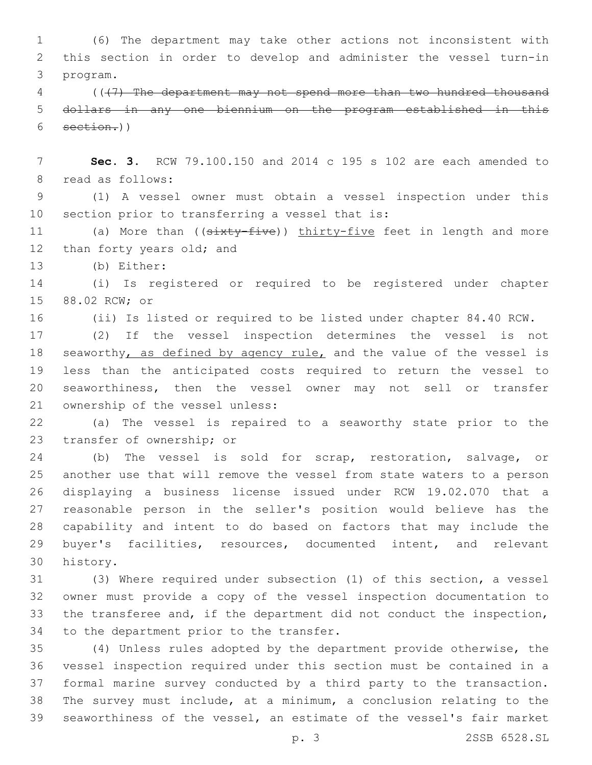(6) The department may take other actions not inconsistent with this section in order to develop and administer the vessel turn-in program.

((~~(7) The department may not spend more than two hundred thousand dollars in any one biennium on the program established in this section.~~))

**Sec. 3.** RCW 79.100.150 and 2014 c 195 s 102 are each amended to read as follows:

(1) A vessel owner must obtain a vessel inspection under this section prior to transferring a vessel that is:

(a) More than ((~~sixty-five~~)) <u>thirty-five</u> feet in length and more than forty years old; and

(b) Either:

(i) Is registered or required to be registered under chapter 88.02 RCW; or

(ii) Is listed or required to be listed under chapter 84.40 RCW.

(2) If the vessel inspection determines the vessel is not seaworthy<u>, as defined by agency rule,</u> and the value of the vessel is less than the anticipated costs required to return the vessel to seaworthiness, then the vessel owner may not sell or transfer ownership of the vessel unless:

(a) The vessel is repaired to a seaworthy state prior to the transfer of ownership; or

(b) The vessel is sold for scrap, restoration, salvage, or another use that will remove the vessel from state waters to a person displaying a business license issued under RCW 19.02.070 that a reasonable person in the seller's position would believe has the capability and intent to do based on factors that may include the buyer's facilities, resources, documented intent, and relevant history.

(3) Where required under subsection (1) of this section, a vessel owner must provide a copy of the vessel inspection documentation to the transferee and, if the department did not conduct the inspection, to the department prior to the transfer.

(4) Unless rules adopted by the department provide otherwise, the vessel inspection required under this section must be contained in a formal marine survey conducted by a third party to the transaction. The survey must include, at a minimum, a conclusion relating to the seaworthiness of the vessel, an estimate of the vessel's fair market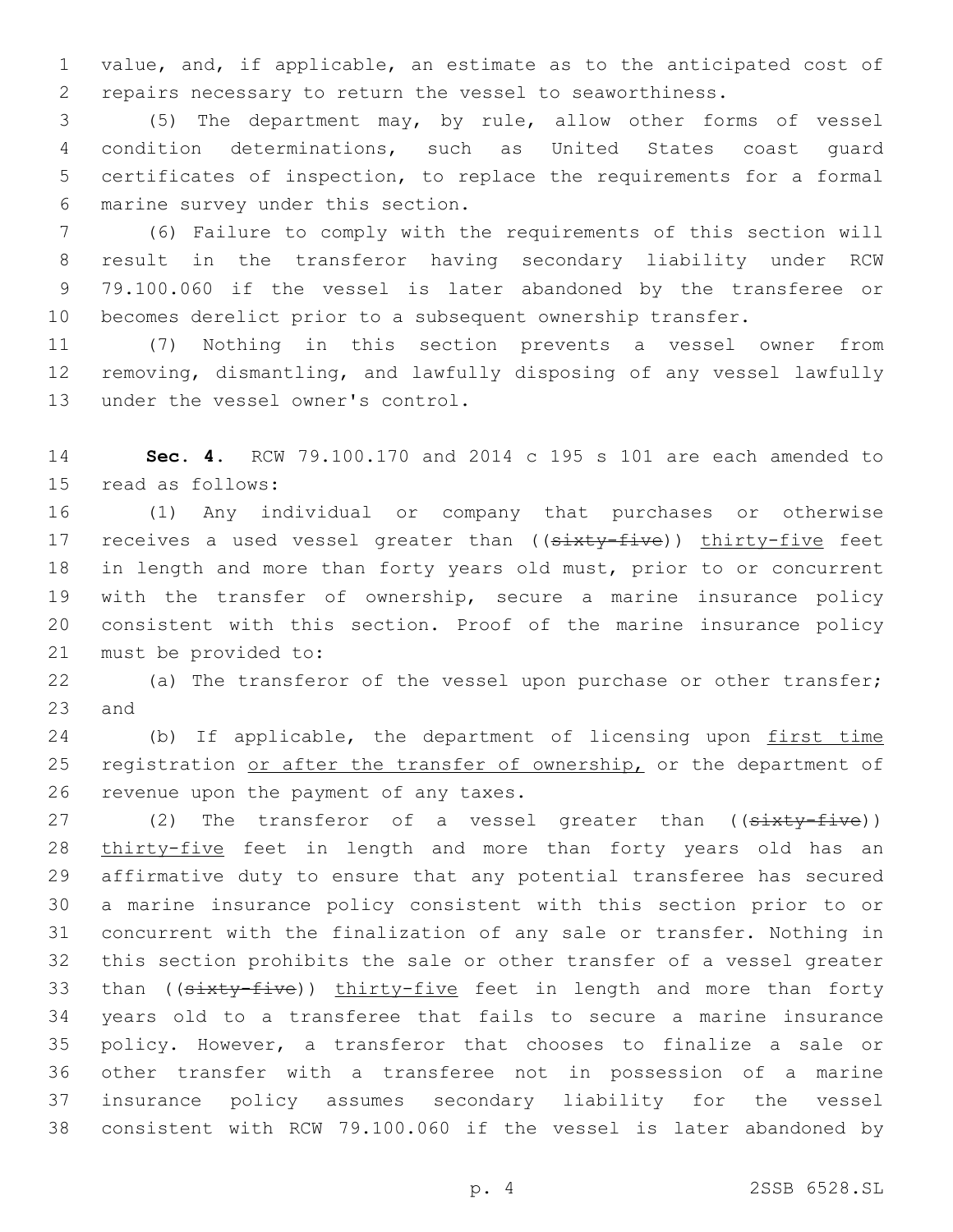value, and, if applicable, an estimate as to the anticipated cost of repairs necessary to return the vessel to seaworthiness.

(5) The department may, by rule, allow other forms of vessel condition determinations, such as United States coast guard certificates of inspection, to replace the requirements for a formal marine survey under this section.

(6) Failure to comply with the requirements of this section will result in the transferor having secondary liability under RCW 79.100.060 if the vessel is later abandoned by the transferee or becomes derelict prior to a subsequent ownership transfer.

(7) Nothing in this section prevents a vessel owner from removing, dismantling, and lawfully disposing of any vessel lawfully under the vessel owner's control.

**Sec. 4.** RCW 79.100.170 and 2014 c 195 s 101 are each amended to read as follows:

(1) Any individual or company that purchases or otherwise receives a used vessel greater than ((~~sixty-five~~)) <u>thirty-five</u> feet in length and more than forty years old must, prior to or concurrent with the transfer of ownership, secure a marine insurance policy consistent with this section. Proof of the marine insurance policy must be provided to:

(a) The transferor of the vessel upon purchase or other transfer; and

(b) If applicable, the department of licensing upon <u>first time</u> registration <u>or after the transfer of ownership,</u> or the department of revenue upon the payment of any taxes.

(2) The transferor of a vessel greater than ((~~sixty-five~~)) <u>thirty-five</u> feet in length and more than forty years old has an affirmative duty to ensure that any potential transferee has secured a marine insurance policy consistent with this section prior to or concurrent with the finalization of any sale or transfer. Nothing in this section prohibits the sale or other transfer of a vessel greater than ((~~sixty-five~~)) <u>thirty-five</u> feet in length and more than forty years old to a transferee that fails to secure a marine insurance policy. However, a transferor that chooses to finalize a sale or other transfer with a transferee not in possession of a marine insurance policy assumes secondary liability for the vessel consistent with RCW 79.100.060 if the vessel is later abandoned by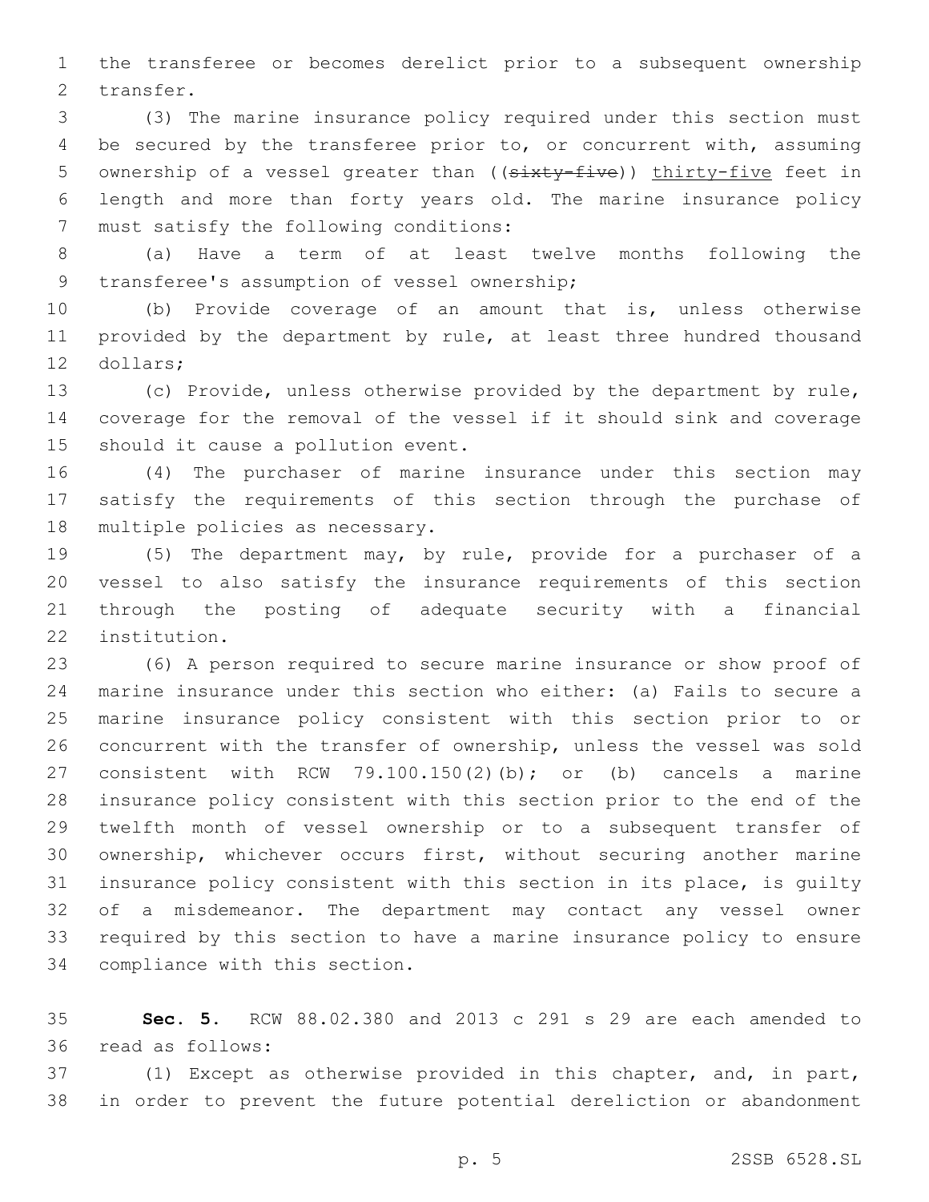the transferee or becomes derelict prior to a subsequent ownership transfer.

(3) The marine insurance policy required under this section must be secured by the transferee prior to, or concurrent with, assuming ownership of a vessel greater than ((~~sixty-five~~)) <u>thirty-five</u> feet in length and more than forty years old. The marine insurance policy must satisfy the following conditions:

(a) Have a term of at least twelve months following the transferee's assumption of vessel ownership;

(b) Provide coverage of an amount that is, unless otherwise provided by the department by rule, at least three hundred thousand dollars;

(c) Provide, unless otherwise provided by the department by rule, coverage for the removal of the vessel if it should sink and coverage should it cause a pollution event.

(4) The purchaser of marine insurance under this section may satisfy the requirements of this section through the purchase of multiple policies as necessary.

(5) The department may, by rule, provide for a purchaser of a vessel to also satisfy the insurance requirements of this section through the posting of adequate security with a financial institution.

(6) A person required to secure marine insurance or show proof of marine insurance under this section who either: (a) Fails to secure a marine insurance policy consistent with this section prior to or concurrent with the transfer of ownership, unless the vessel was sold consistent with RCW 79.100.150(2)(b); or (b) cancels a marine insurance policy consistent with this section prior to the end of the twelfth month of vessel ownership or to a subsequent transfer of ownership, whichever occurs first, without securing another marine insurance policy consistent with this section in its place, is guilty of a misdemeanor. The department may contact any vessel owner required by this section to have a marine insurance policy to ensure compliance with this section.

**Sec. 5.** RCW 88.02.380 and 2013 c 291 s 29 are each amended to read as follows:

(1) Except as otherwise provided in this chapter, and, in part, in order to prevent the future potential dereliction or abandonment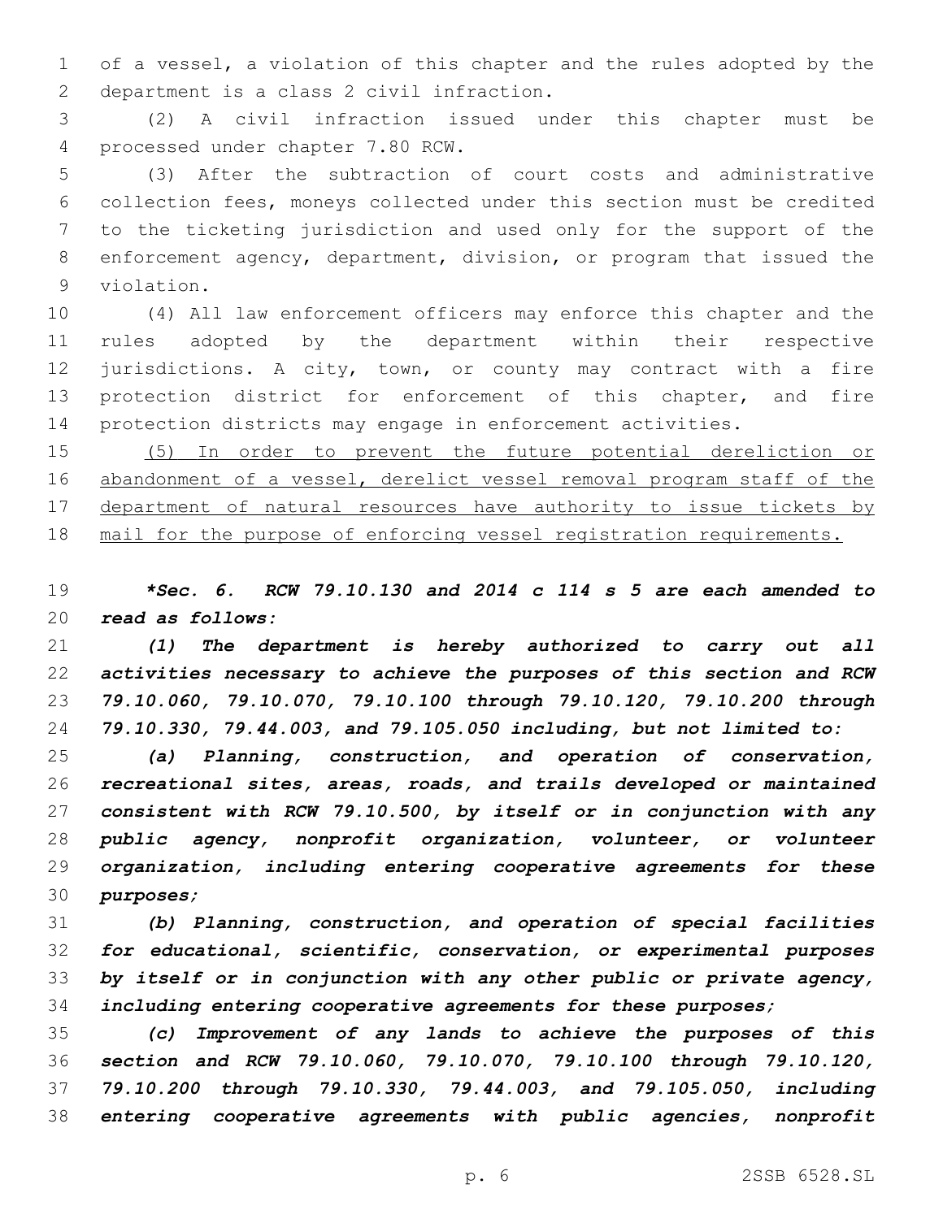of a vessel, a violation of this chapter and the rules adopted by the department is a class 2 civil infraction.

(2) A civil infraction issued under this chapter must be processed under chapter 7.80 RCW.

(3) After the subtraction of court costs and administrative collection fees, moneys collected under this section must be credited to the ticketing jurisdiction and used only for the support of the enforcement agency, department, division, or program that issued the violation.

(4) All law enforcement officers may enforce this chapter and the rules adopted by the department within their respective jurisdictions. A city, town, or county may contract with a fire protection district for enforcement of this chapter, and fire protection districts may engage in enforcement activities.

<u>(5) In order to prevent the future potential dereliction or abandonment of a vessel, derelict vessel removal program staff of the department of natural resources have authority to issue tickets by mail for the purpose of enforcing vessel registration requirements.</u>

***\*Sec. 6. RCW 79.10.130 and 2014 c 114 s 5 are each amended to read as follows:***

***(1) The department is hereby authorized to carry out all activities necessary to achieve the purposes of this section and RCW 79.10.060, 79.10.070, 79.10.100 through 79.10.120, 79.10.200 through 79.10.330, 79.44.003, and 79.105.050 including, but not limited to:***

***(a) Planning, construction, and operation of conservation, recreational sites, areas, roads, and trails developed or maintained consistent with RCW 79.10.500, by itself or in conjunction with any public agency, nonprofit organization, volunteer, or volunteer organization, including entering cooperative agreements for these purposes;***

***(b) Planning, construction, and operation of special facilities for educational, scientific, conservation, or experimental purposes by itself or in conjunction with any other public or private agency, including entering cooperative agreements for these purposes;***

***(c) Improvement of any lands to achieve the purposes of this section and RCW 79.10.060, 79.10.070, 79.10.100 through 79.10.120, 79.10.200 through 79.10.330, 79.44.003, and 79.105.050, including entering cooperative agreements with public agencies, nonprofit***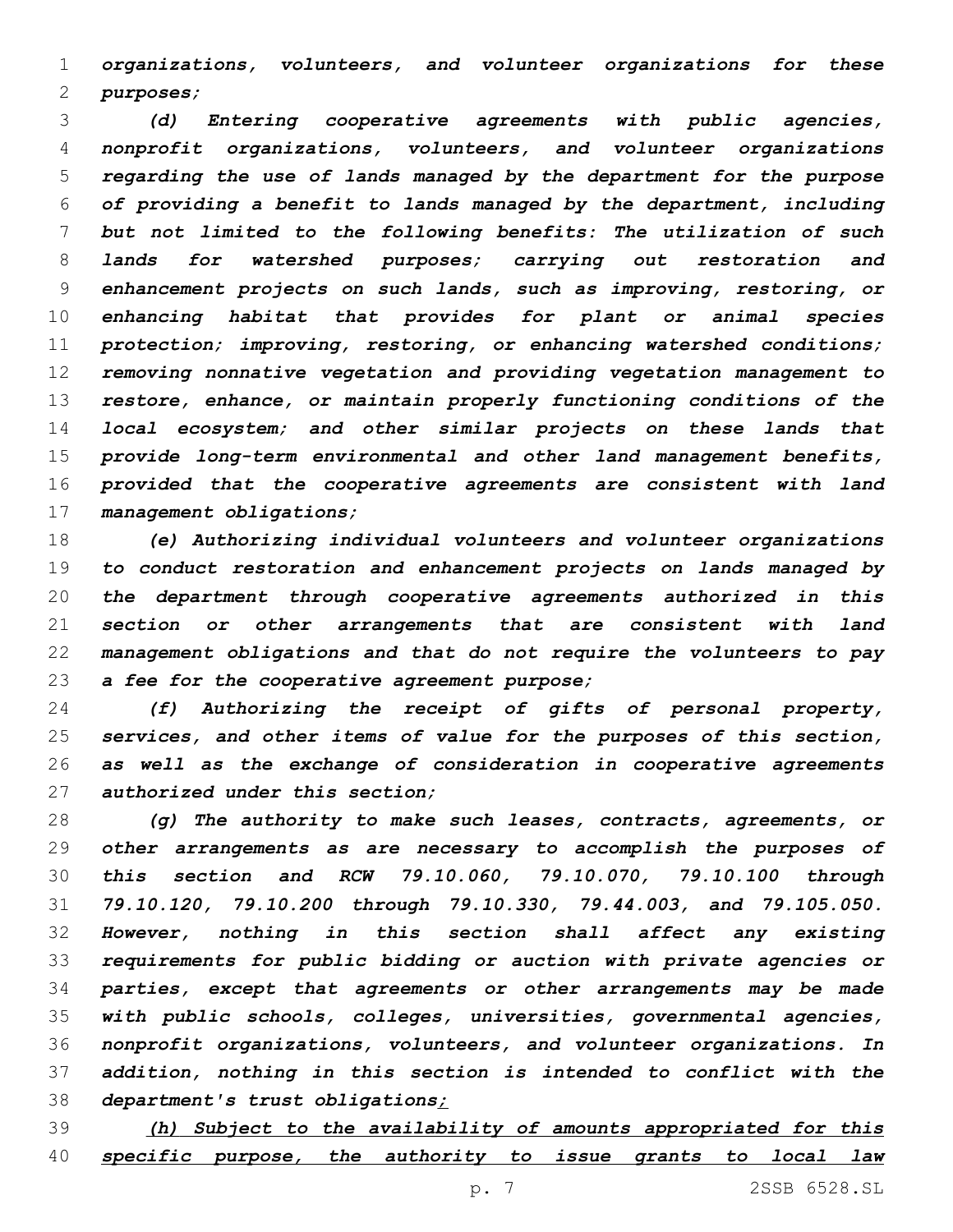*organizations, volunteers, and volunteer organizations for these purposes;*

*(d) Entering cooperative agreements with public agencies, nonprofit organizations, volunteers, and volunteer organizations regarding the use of lands managed by the department for the purpose of providing a benefit to lands managed by the department, including but not limited to the following benefits: The utilization of such lands for watershed purposes; carrying out restoration and enhancement projects on such lands, such as improving, restoring, or enhancing habitat that provides for plant or animal species protection; improving, restoring, or enhancing watershed conditions; removing nonnative vegetation and providing vegetation management to restore, enhance, or maintain properly functioning conditions of the local ecosystem; and other similar projects on these lands that provide long-term environmental and other land management benefits, provided that the cooperative agreements are consistent with land management obligations;*

*(e) Authorizing individual volunteers and volunteer organizations to conduct restoration and enhancement projects on lands managed by the department through cooperative agreements authorized in this section or other arrangements that are consistent with land management obligations and that do not require the volunteers to pay a fee for the cooperative agreement purpose;*

*(f) Authorizing the receipt of gifts of personal property, services, and other items of value for the purposes of this section, as well as the exchange of consideration in cooperative agreements authorized under this section;*

*(g) The authority to make such leases, contracts, agreements, or other arrangements as are necessary to accomplish the purposes of this section and RCW 79.10.060, 79.10.070, 79.10.100 through 79.10.120, 79.10.200 through 79.10.330, 79.44.003, and 79.105.050. However, nothing in this section shall affect any existing requirements for public bidding or auction with private agencies or parties, except that agreements or other arrangements may be made with public schools, colleges, universities, governmental agencies, nonprofit organizations, volunteers, and volunteer organizations. In addition, nothing in this section is intended to conflict with the department's trust obligations<u>;</u>*

<u>*(h) Subject to the availability of amounts appropriated for this specific purpose, the authority to issue grants to local law*</u>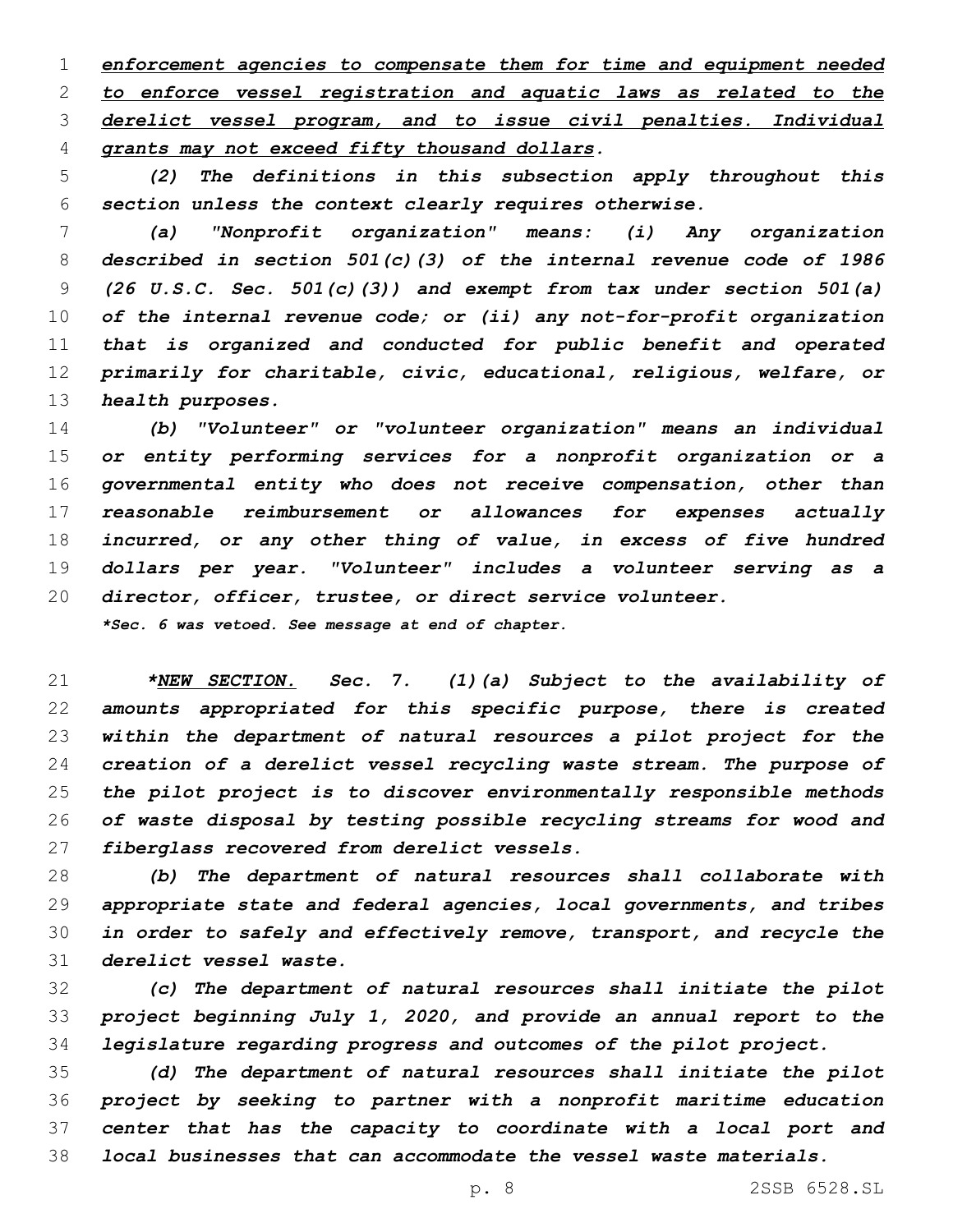*__enforcement agencies to compensate them for time and equipment needed to enforce vessel registration and aquatic laws as related to the derelict vessel program, and to issue civil penalties. Individual grants may not exceed fifty thousand dollars__.*

*(2) The definitions in this subsection apply throughout this section unless the context clearly requires otherwise.*

*(a) "Nonprofit organization" means: (i) Any organization described in section 501(c)(3) of the internal revenue code of 1986 (26 U.S.C. Sec. 501(c)(3)) and exempt from tax under section 501(a) of the internal revenue code; or (ii) any not-for-profit organization that is organized and conducted for public benefit and operated primarily for charitable, civic, educational, religious, welfare, or health purposes.*

*(b) "Volunteer" or "volunteer organization" means an individual or entity performing services for a nonprofit organization or a governmental entity who does not receive compensation, other than reasonable reimbursement or allowances for expenses actually incurred, or any other thing of value, in excess of five hundred dollars per year. "Volunteer" includes a volunteer serving as a director, officer, trustee, or direct service volunteer.*

***Sec. 6 was vetoed. See message at end of chapter.***

*\*__NEW SECTION.__ Sec. 7. (1)(a) Subject to the availability of amounts appropriated for this specific purpose, there is created within the department of natural resources a pilot project for the creation of a derelict vessel recycling waste stream. The purpose of the pilot project is to discover environmentally responsible methods of waste disposal by testing possible recycling streams for wood and fiberglass recovered from derelict vessels.*

*(b) The department of natural resources shall collaborate with appropriate state and federal agencies, local governments, and tribes in order to safely and effectively remove, transport, and recycle the derelict vessel waste.*

*(c) The department of natural resources shall initiate the pilot project beginning July 1, 2020, and provide an annual report to the legislature regarding progress and outcomes of the pilot project.*

*(d) The department of natural resources shall initiate the pilot project by seeking to partner with a nonprofit maritime education center that has the capacity to coordinate with a local port and local businesses that can accommodate the vessel waste materials.*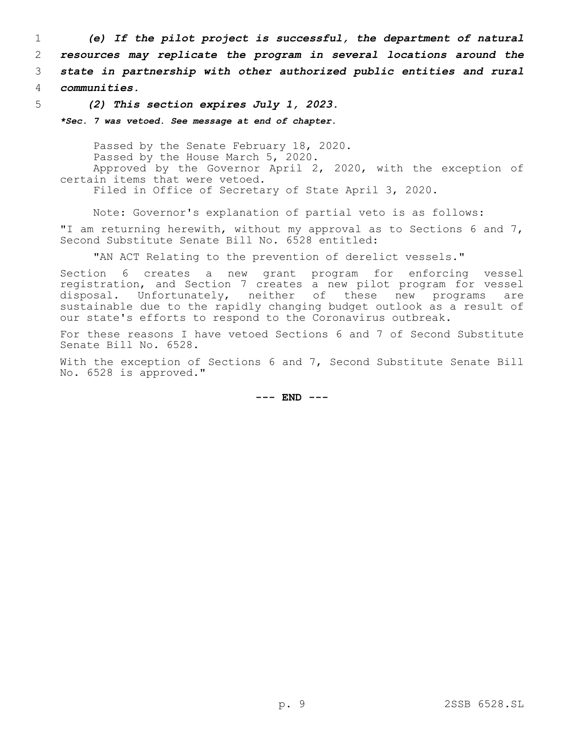***(e) If the pilot project is successful, the department of natural resources may replicate the program in several locations around the state in partnership with other authorized public entities and rural communities.***

***(2) This section expires July 1, 2023.***

****Sec. 7 was vetoed. See message at end of chapter.***

Passed by the Senate February 18, 2020.
Passed by the House March 5, 2020.
Approved by the Governor April 2, 2020, with the exception of certain items that were vetoed.
Filed in Office of Secretary of State April 3, 2020.

Note: Governor's explanation of partial veto is as follows:

"I am returning herewith, without my approval as to Sections 6 and 7, Second Substitute Senate Bill No. 6528 entitled:

"AN ACT Relating to the prevention of derelict vessels."

Section 6 creates a new grant program for enforcing vessel registration, and Section 7 creates a new pilot program for vessel disposal. Unfortunately, neither of these new programs are sustainable due to the rapidly changing budget outlook as a result of our state's efforts to respond to the Coronavirus outbreak.

For these reasons I have vetoed Sections 6 and 7 of Second Substitute Senate Bill No. 6528.

With the exception of Sections 6 and 7, Second Substitute Senate Bill No. 6528 is approved."

**--- END ---**